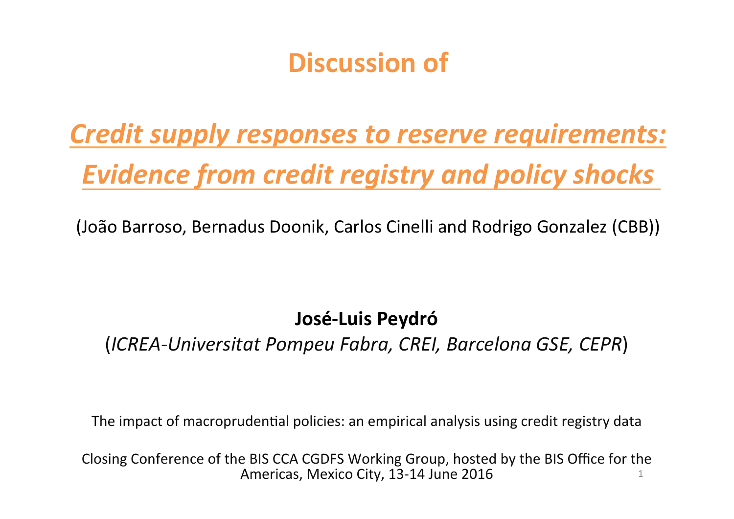# Discussion of

## *Credit supply responses to reserve requirements: Evidence from credit registry and policy shocks*

(João Barroso, Bernadus Doonik, Carlos Cinelli and Rodrigo Gonzalez (CBB))

**José-Luis Peydró**

(*ICREA-Universitat Pompeu Fabra, CREI, Barcelona GSE, CEPR*)

The impact of macroprudential policies: an empirical analysis using credit registry data

Closing Conference of the BIS CCA CGDFS Working Group, hosted by the BIS Office for the Americas, Mexico City, 13-14 June 2016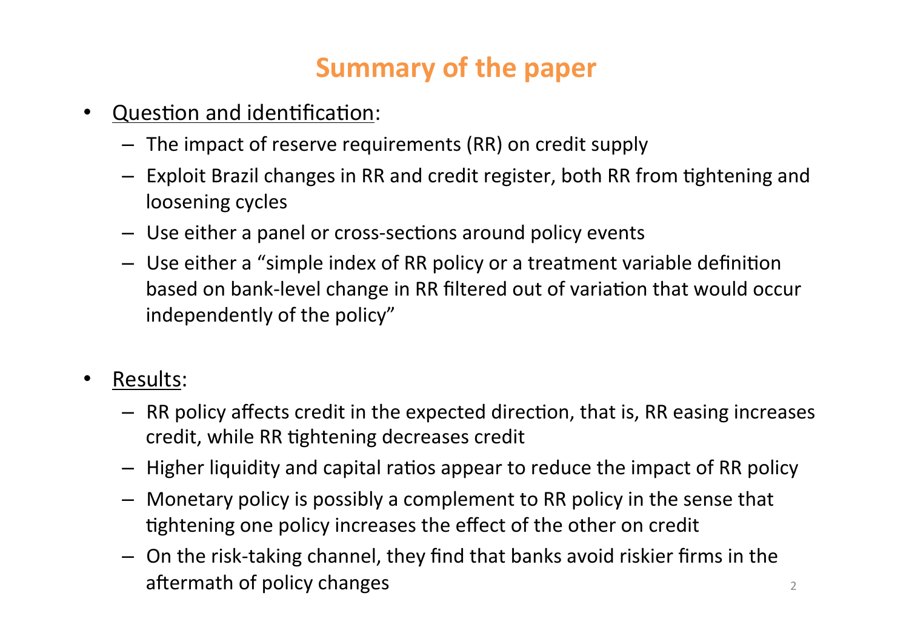# Summary of the paper

- Question and identification:
  - The impact of reserve requirements (RR) on credit supply
  - Exploit Brazil changes in RR and credit register, both RR from tightening and loosening cycles
  - Use either a panel or cross-sections around policy events
  - Use either a "simple index of RR policy or a treatment variable definition based on bank-level change in RR filtered out of variation that would occur independently of the policy"

- Results:
  - RR policy affects credit in the expected direction, that is, RR easing increases credit, while RR tightening decreases credit
  - Higher liquidity and capital ratios appear to reduce the impact of RR policy
  - Monetary policy is possibly a complement to RR policy in the sense that tightening one policy increases the effect of the other on credit
  - On the risk-taking channel, they find that banks avoid riskier firms in the aftermath of policy changes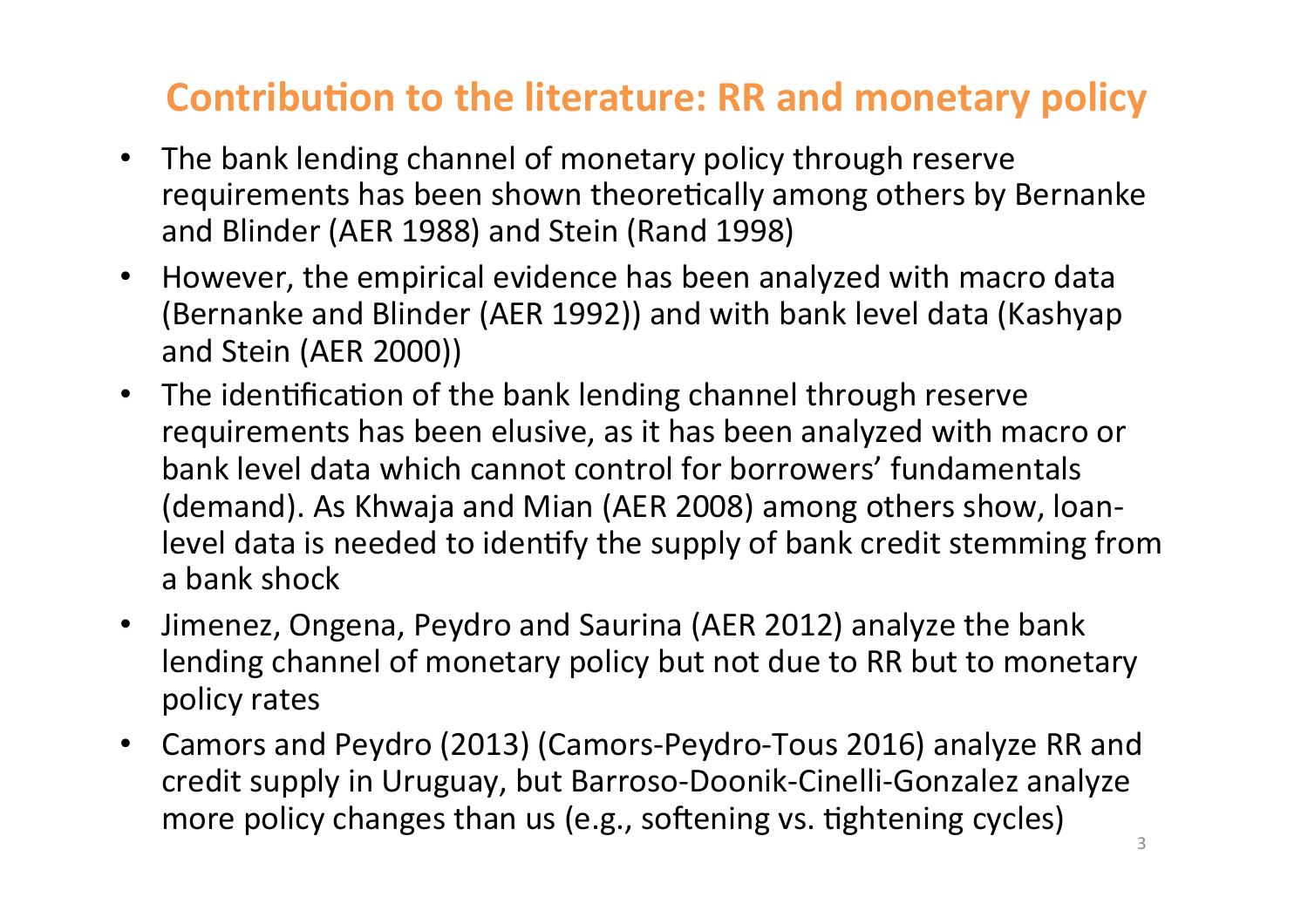# Contribution to the literature: RR and monetary policy

- The bank lending channel of monetary policy through reserve requirements has been shown theoretically among others by Bernanke and Blinder (AER 1988) and Stein (Rand 1998)
- However, the empirical evidence has been analyzed with macro data (Bernanke and Blinder (AER 1992)) and with bank level data (Kashyap and Stein (AER 2000))
- The identification of the bank lending channel through reserve requirements has been elusive, as it has been analyzed with macro or bank level data which cannot control for borrowers' fundamentals (demand). As Khwaja and Mian (AER 2008) among others show, loan-level data is needed to identify the supply of bank credit stemming from a bank shock
- Jimenez, Ongena, Peydro and Saurina (AER 2012) analyze the bank lending channel of monetary policy but not due to RR but to monetary policy rates
- Camors and Peydro (2013) (Camors-Peydro-Tous 2016) analyze RR and credit supply in Uruguay, but Barroso-Doonik-Cinelli-Gonzalez analyze more policy changes than us (e.g., softening vs. tightening cycles)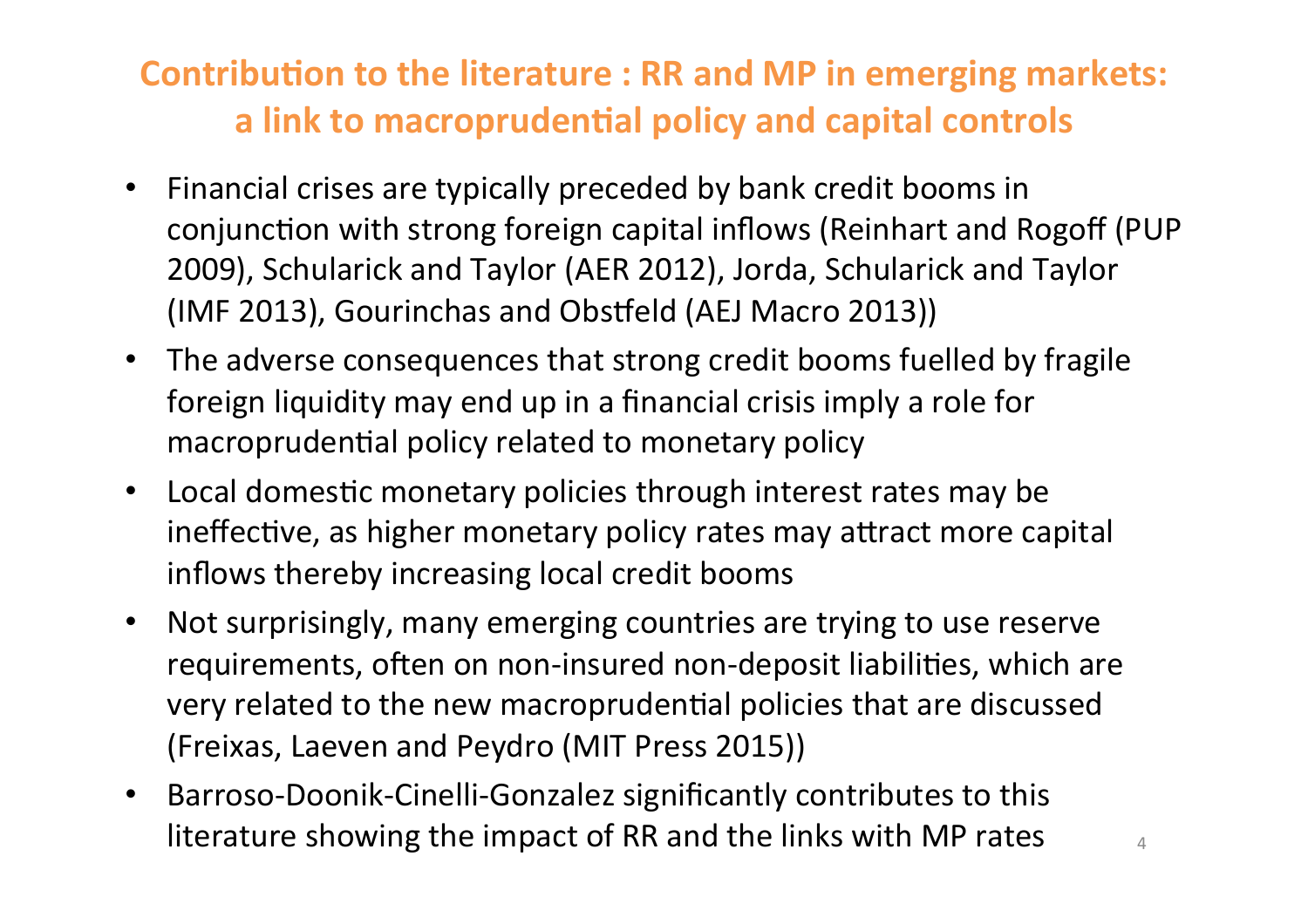## Contribution to the literature : RR and MP in emerging markets: a link to macroprudential policy and capital controls

- Financial crises are typically preceded by bank credit booms in conjunction with strong foreign capital inflows (Reinhart and Rogoff (PUP 2009), Schularick and Taylor (AER 2012), Jorda, Schularick and Taylor (IMF 2013), Gourinchas and Obstfeld (AEJ Macro 2013))
- The adverse consequences that strong credit booms fuelled by fragile foreign liquidity may end up in a financial crisis imply a role for macroprudential policy related to monetary policy
- Local domestic monetary policies through interest rates may be ineffective, as higher monetary policy rates may attract more capital inflows thereby increasing local credit booms
- Not surprisingly, many emerging countries are trying to use reserve requirements, often on non-insured non-deposit liabilities, which are very related to the new macroprudential policies that are discussed (Freixas, Laeven and Peydro (MIT Press 2015))
- Barroso-Doonik-Cinelli-Gonzalez significantly contributes to this literature showing the impact of RR and the links with MP rates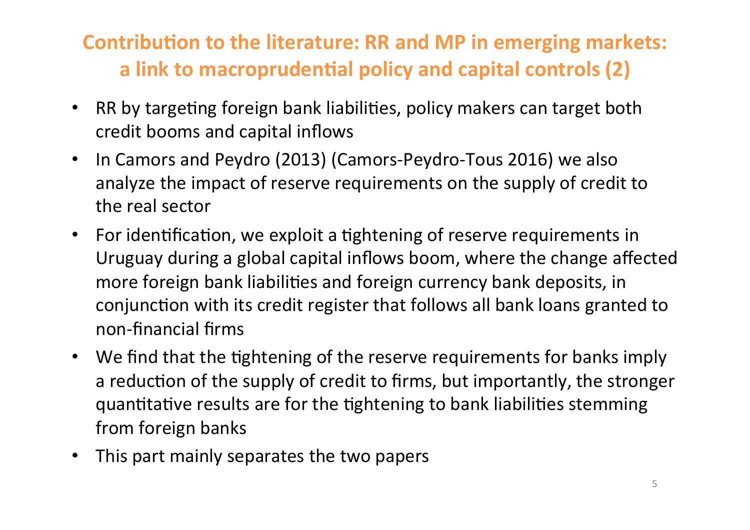# Contribution to the literature: RR and MP in emerging markets: a link to macroprudential policy and capital controls (2)

- RR by targeting foreign bank liabilities, policy makers can target both credit booms and capital inflows
- In Camors and Peydro (2013) (Camors-Peydro-Tous 2016) we also analyze the impact of reserve requirements on the supply of credit to the real sector
- For identification, we exploit a tightening of reserve requirements in Uruguay during a global capital inflows boom, where the change affected more foreign bank liabilities and foreign currency bank deposits, in conjunction with its credit register that follows all bank loans granted to non-financial firms
- We find that the tightening of the reserve requirements for banks imply a reduction of the supply of credit to firms, but importantly, the stronger quantitative results are for the tightening to bank liabilities stemming from foreign banks
- This part mainly separates the two papers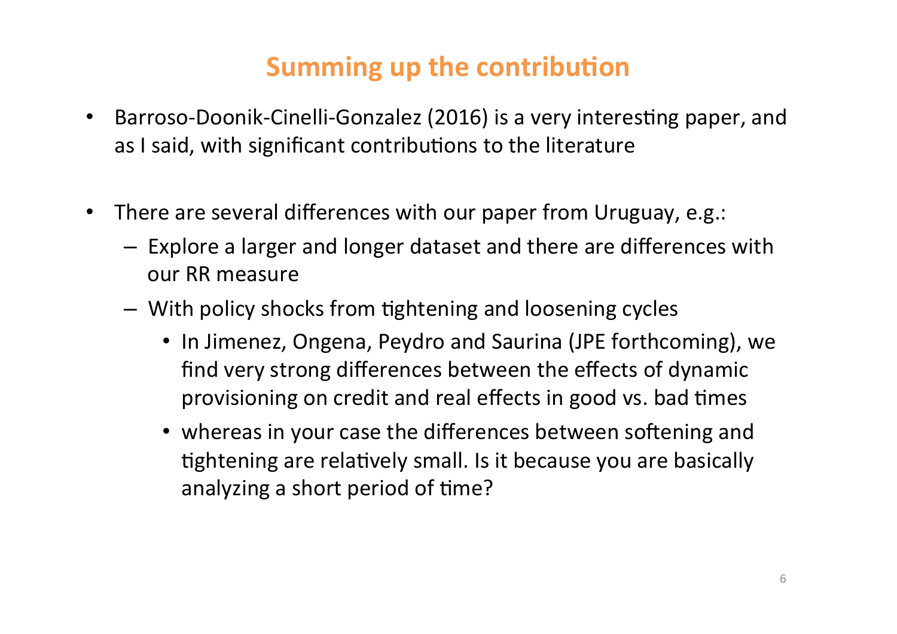# Summing up the contribution

- Barroso-Doonik-Cinelli-Gonzalez (2016) is a very interesting paper, and as I said, with significant contributions to the literature

- There are several differences with our paper from Uruguay, e.g.:
  - Explore a larger and longer dataset and there are differences with our RR measure
  - With policy shocks from tightening and loosening cycles
    - In Jimenez, Ongena, Peydro and Saurina (JPE forthcoming), we find very strong differences between the effects of dynamic provisioning on credit and real effects in good vs. bad times
    - whereas in your case the differences between softening and tightening are relatively small. Is it because you are basically analyzing a short period of time?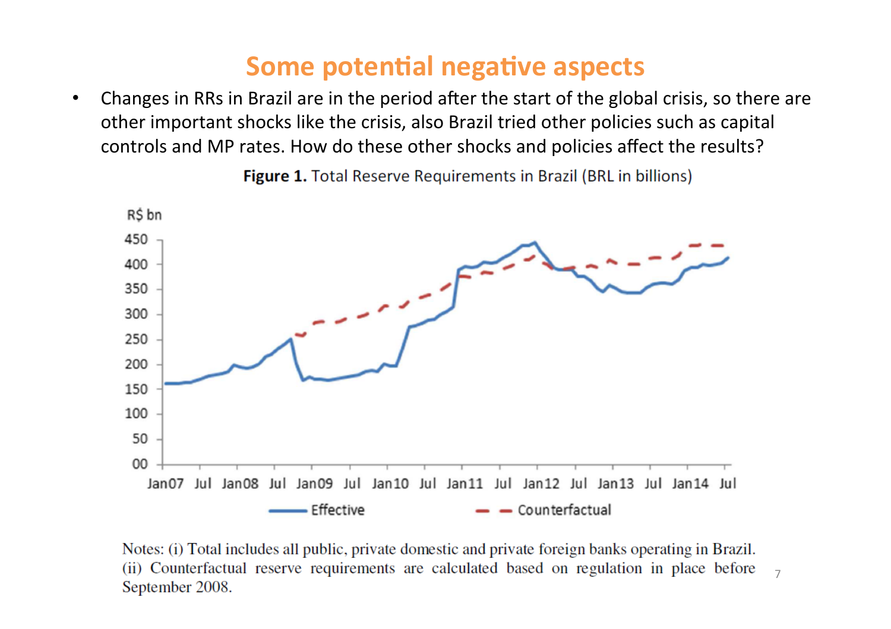# Some potential negative aspects

- Changes in RRs in Brazil are in the period after the start of the global crisis, so there are other important shocks like the crisis, also Brazil tried other policies such as capital controls and MP rates. How do these other shocks and policies affect the results?

**Figure 1.** Total Reserve Requirements in Brazil (BRL in billions)

Notes: (i) Total includes all public, private domestic and private foreign banks operating in Brazil. (ii) Counterfactual reserve requirements are calculated based on regulation in place before September 2008.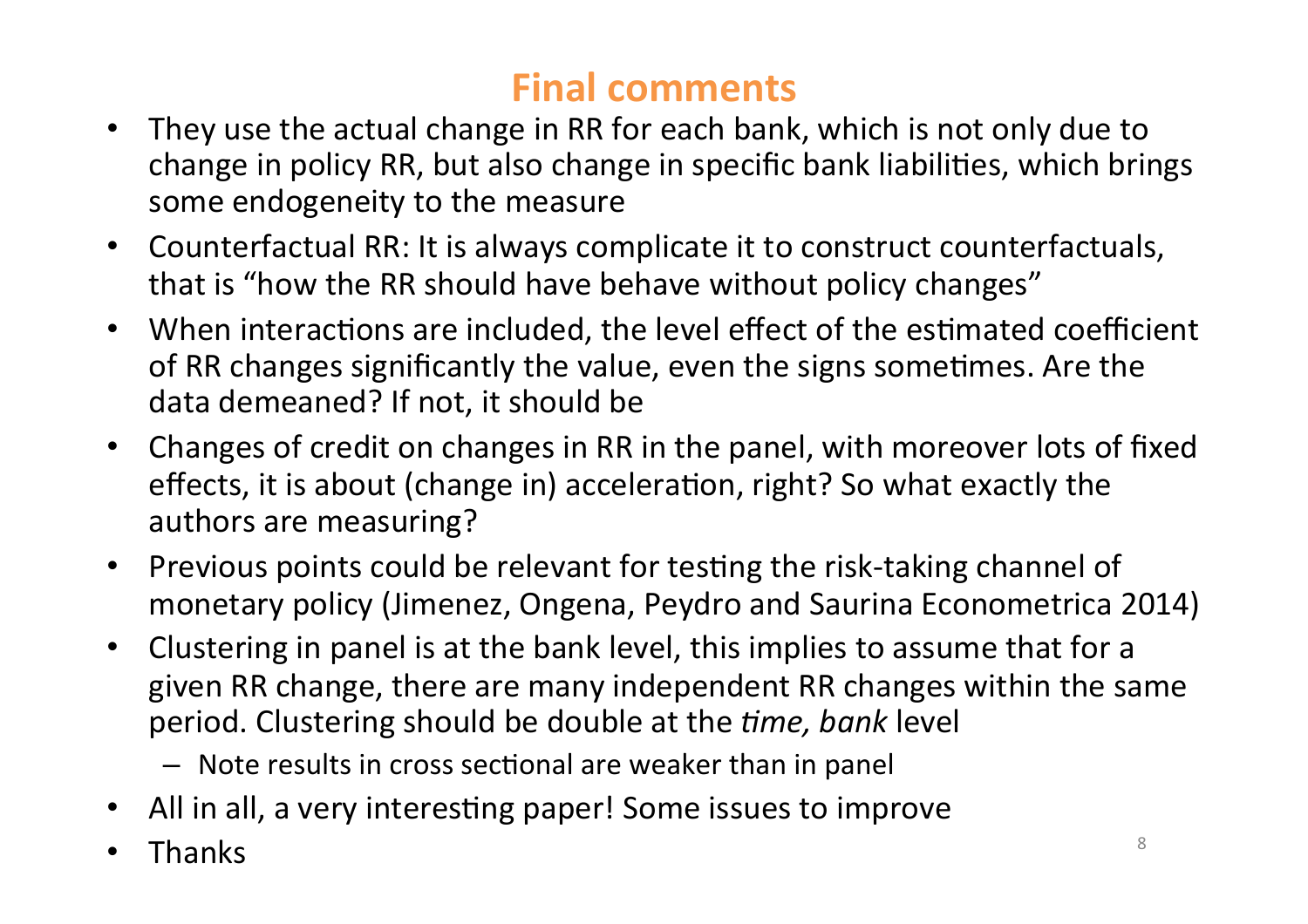# Final comments

- They use the actual change in RR for each bank, which is not only due to change in policy RR, but also change in specific bank liabilities, which brings some endogeneity to the measure
- Counterfactual RR: It is always complicate it to construct counterfactuals, that is "how the RR should have behave without policy changes"
- When interactions are included, the level effect of the estimated coefficient of RR changes significantly the value, even the signs sometimes. Are the data demeaned? If not, it should be
- Changes of credit on changes in RR in the panel, with moreover lots of fixed effects, it is about (change in) acceleration, right? So what exactly the authors are measuring?
- Previous points could be relevant for testing the risk-taking channel of monetary policy (Jimenez, Ongena, Peydro and Saurina Econometrica 2014)
- Clustering in panel is at the bank level, this implies to assume that for a given RR change, there are many independent RR changes within the same period. Clustering should be double at the *time, bank* level
  - Note results in cross sectional are weaker than in panel
- All in all, a very interesting paper! Some issues to improve
- Thanks